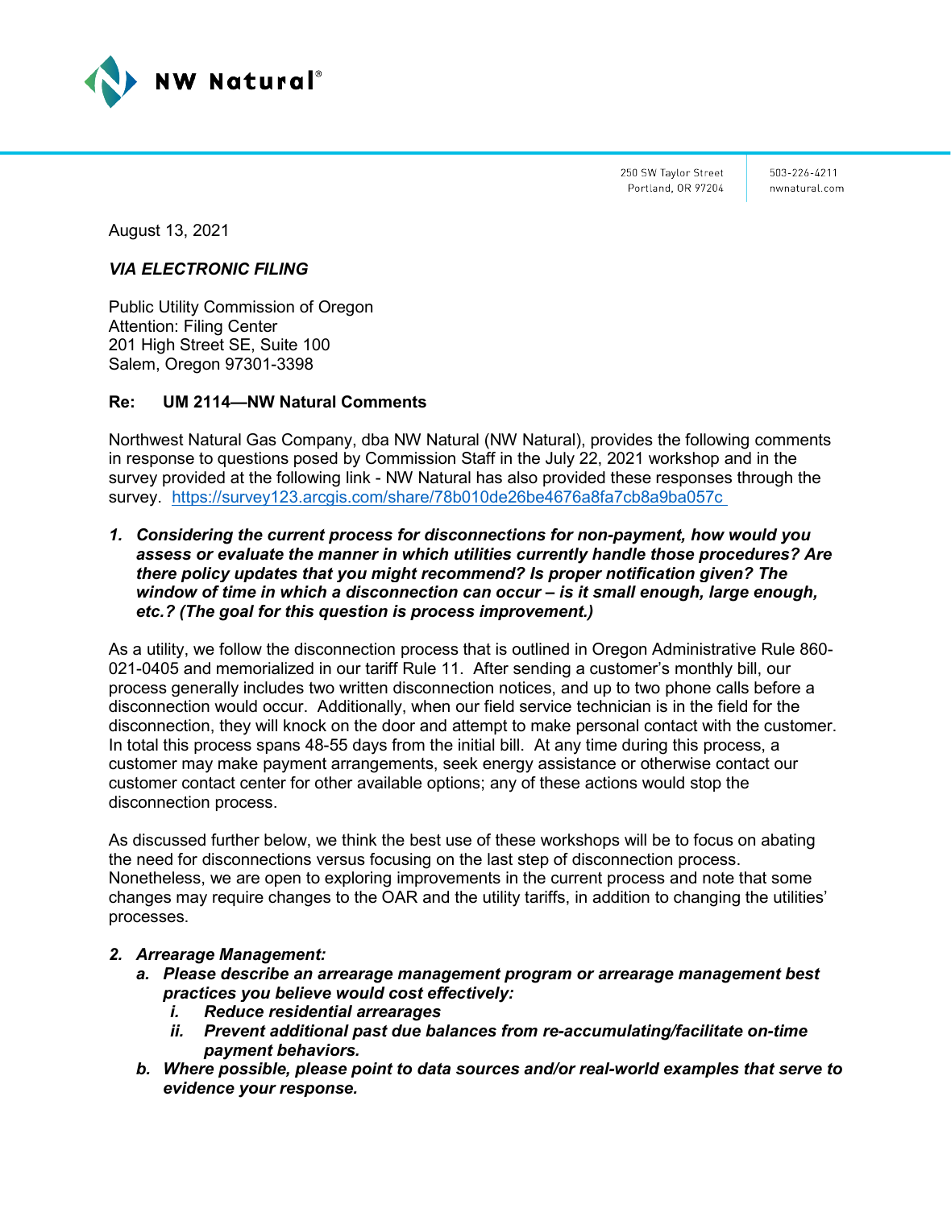NW Natural®

250 SW Taylor Street
Portland, OR 97204

503-226-4211
nwnatural.com

August 13, 2021

***VIA ELECTRONIC FILING***

Public Utility Commission of Oregon
Attention: Filing Center
201 High Street SE, Suite 100
Salem, Oregon 97301-3398

**Re: UM 2114—NW Natural Comments**

Northwest Natural Gas Company, dba NW Natural (NW Natural), provides the following comments in response to questions posed by Commission Staff in the July 22, 2021 workshop and in the survey provided at the following link - NW Natural has also provided these responses through the survey. https://survey123.arcgis.com/share/78b010de26be4676a8fa7cb8a9ba057c

1. ***Considering the current process for disconnections for non-payment, how would you assess or evaluate the manner in which utilities currently handle those procedures? Are there policy updates that you might recommend? Is proper notification given? The window of time in which a disconnection can occur – is it small enough, large enough, etc.? (The goal for this question is process improvement.)***

As a utility, we follow the disconnection process that is outlined in Oregon Administrative Rule 860-021-0405 and memorialized in our tariff Rule 11. After sending a customer's monthly bill, our process generally includes two written disconnection notices, and up to two phone calls before a disconnection would occur. Additionally, when our field service technician is in the field for the disconnection, they will knock on the door and attempt to make personal contact with the customer. In total this process spans 48-55 days from the initial bill. At any time during this process, a customer may make payment arrangements, seek energy assistance or otherwise contact our customer contact center for other available options; any of these actions would stop the disconnection process.

As discussed further below, we think the best use of these workshops will be to focus on abating the need for disconnections versus focusing on the last step of disconnection process. Nonetheless, we are open to exploring improvements in the current process and note that some changes may require changes to the OAR and the utility tariffs, in addition to changing the utilities' processes.

2. ***Arrearage Management:***
   a. ***Please describe an arrearage management program or arrearage management best practices you believe would cost effectively:***
      i. ***Reduce residential arrearages***
      ii. ***Prevent additional past due balances from re-accumulating/facilitate on-time payment behaviors.***
   b. ***Where possible, please point to data sources and/or real-world examples that serve to evidence your response.***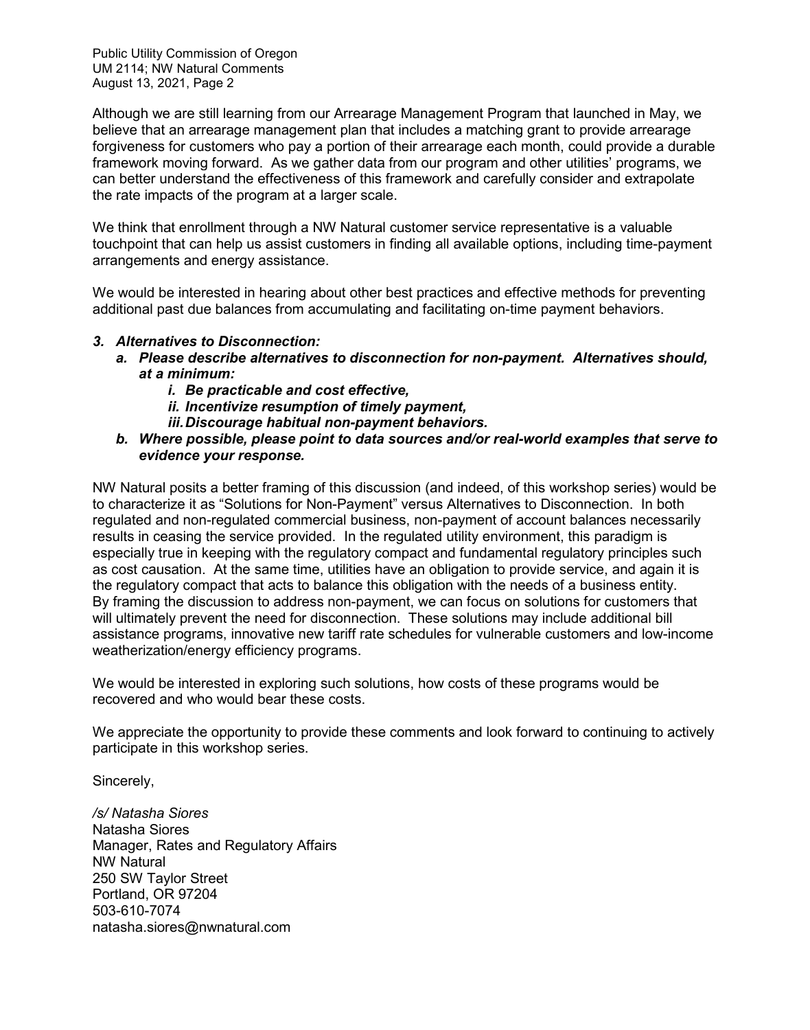Although we are still learning from our Arrearage Management Program that launched in May, we believe that an arrearage management plan that includes a matching grant to provide arrearage forgiveness for customers who pay a portion of their arrearage each month, could provide a durable framework moving forward. As we gather data from our program and other utilities' programs, we can better understand the effectiveness of this framework and carefully consider and extrapolate the rate impacts of the program at a larger scale.

We think that enrollment through a NW Natural customer service representative is a valuable touchpoint that can help us assist customers in finding all available options, including time-payment arrangements and energy assistance.

We would be interested in hearing about other best practices and effective methods for preventing additional past due balances from accumulating and facilitating on-time payment behaviors.

***3. Alternatives to Disconnection:***

- ***a. Please describe alternatives to disconnection for non-payment. Alternatives should, at a minimum:***
  - ***i. Be practicable and cost effective,***
  - ***ii. Incentivize resumption of timely payment,***
  - ***iii. Discourage habitual non-payment behaviors.***
- ***b. Where possible, please point to data sources and/or real-world examples that serve to evidence your response.***

NW Natural posits a better framing of this discussion (and indeed, of this workshop series) would be to characterize it as "Solutions for Non-Payment" versus Alternatives to Disconnection. In both regulated and non-regulated commercial business, non-payment of account balances necessarily results in ceasing the service provided. In the regulated utility environment, this paradigm is especially true in keeping with the regulatory compact and fundamental regulatory principles such as cost causation. At the same time, utilities have an obligation to provide service, and again it is the regulatory compact that acts to balance this obligation with the needs of a business entity. By framing the discussion to address non-payment, we can focus on solutions for customers that will ultimately prevent the need for disconnection. These solutions may include additional bill assistance programs, innovative new tariff rate schedules for vulnerable customers and low-income weatherization/energy efficiency programs.

We would be interested in exploring such solutions, how costs of these programs would be recovered and who would bear these costs.

We appreciate the opportunity to provide these comments and look forward to continuing to actively participate in this workshop series.

Sincerely,

*/s/ Natasha Siores*
Natasha Siores
Manager, Rates and Regulatory Affairs
NW Natural
250 SW Taylor Street
Portland, OR 97204
503-610-7074
natasha.siores@nwnatural.com